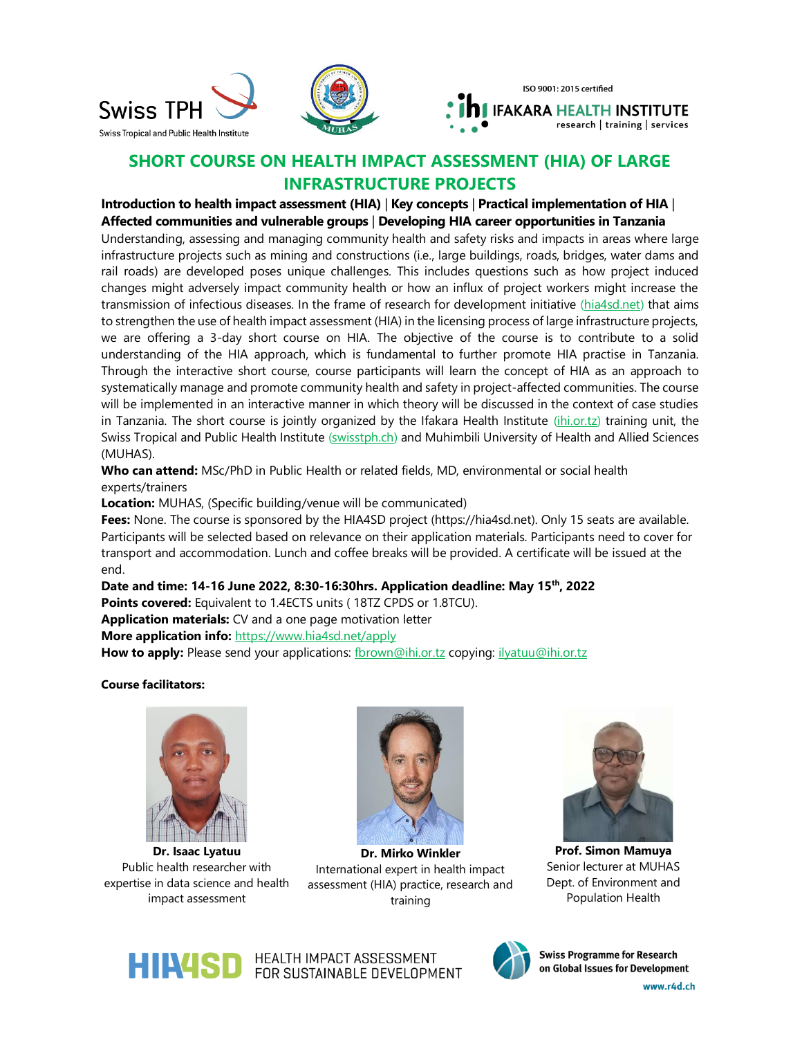Swiss TPH

Swiss Tropical and Public Health Institute

ISO 9001: 2015 certified

IFAKARA HEALTH INSTITUTE
research | training | services

# SHORT COURSE ON HEALTH IMPACT ASSESSMENT (HIA) OF LARGE INFRASTRUCTURE PROJECTS

**Introduction to health impact assessment (HIA) | Key concepts | Practical implementation of HIA | Affected communities and vulnerable groups | Developing HIA career opportunities in Tanzania**

Understanding, assessing and managing community health and safety risks and impacts in areas where large infrastructure projects such as mining and constructions (i.e., large buildings, roads, bridges, water dams and rail roads) are developed poses unique challenges. This includes questions such as how project induced changes might adversely impact community health or how an influx of project workers might increase the transmission of infectious diseases. In the frame of research for development initiative (hia4sd.net) that aims to strengthen the use of health impact assessment (HIA) in the licensing process of large infrastructure projects, we are offering a 3-day short course on HIA. The objective of the course is to contribute to a solid understanding of the HIA approach, which is fundamental to further promote HIA practise in Tanzania. Through the interactive short course, course participants will learn the concept of HIA as an approach to systematically manage and promote community health and safety in project-affected communities. The course will be implemented in an interactive manner in which theory will be discussed in the context of case studies in Tanzania. The short course is jointly organized by the Ifakara Health Institute (ihi.or.tz) training unit, the Swiss Tropical and Public Health Institute (swisstph.ch) and Muhimbili University of Health and Allied Sciences (MUHAS).

**Who can attend:** MSc/PhD in Public Health or related fields, MD, environmental or social health experts/trainers

**Location:** MUHAS, (Specific building/venue will be communicated)

**Fees:** None. The course is sponsored by the HIA4SD project (https://hia4sd.net). Only 15 seats are available. Participants will be selected based on relevance on their application materials. Participants need to cover for transport and accommodation. Lunch and coffee breaks will be provided. A certificate will be issued at the end.

**Date and time: 14-16 June 2022, 8:30-16:30hrs. Application deadline: May 15th, 2022**

**Points covered:** Equivalent to 1.4ECTS units ( 18TZ CPDS or 1.8TCU).

**Application materials:** CV and a one page motivation letter

**More application info:** https://www.hia4sd.net/apply

**How to apply:** Please send your applications: fbrown@ihi.or.tz copying: ilyatuu@ihi.or.tz

**Course facilitators:**

**Dr. Isaac Lyatuu**
Public health researcher with expertise in data science and health impact assessment

**Dr. Mirko Winkler**
International expert in health impact assessment (HIA) practice, research and training

**Prof. Simon Mamuya**
Senior lecturer at MUHAS Dept. of Environment and Population Health

HIA4SD HEALTH IMPACT ASSESSMENT FOR SUSTAINABLE DEVELOPMENT

Swiss Programme for Research on Global Issues for Development
www.r4d.ch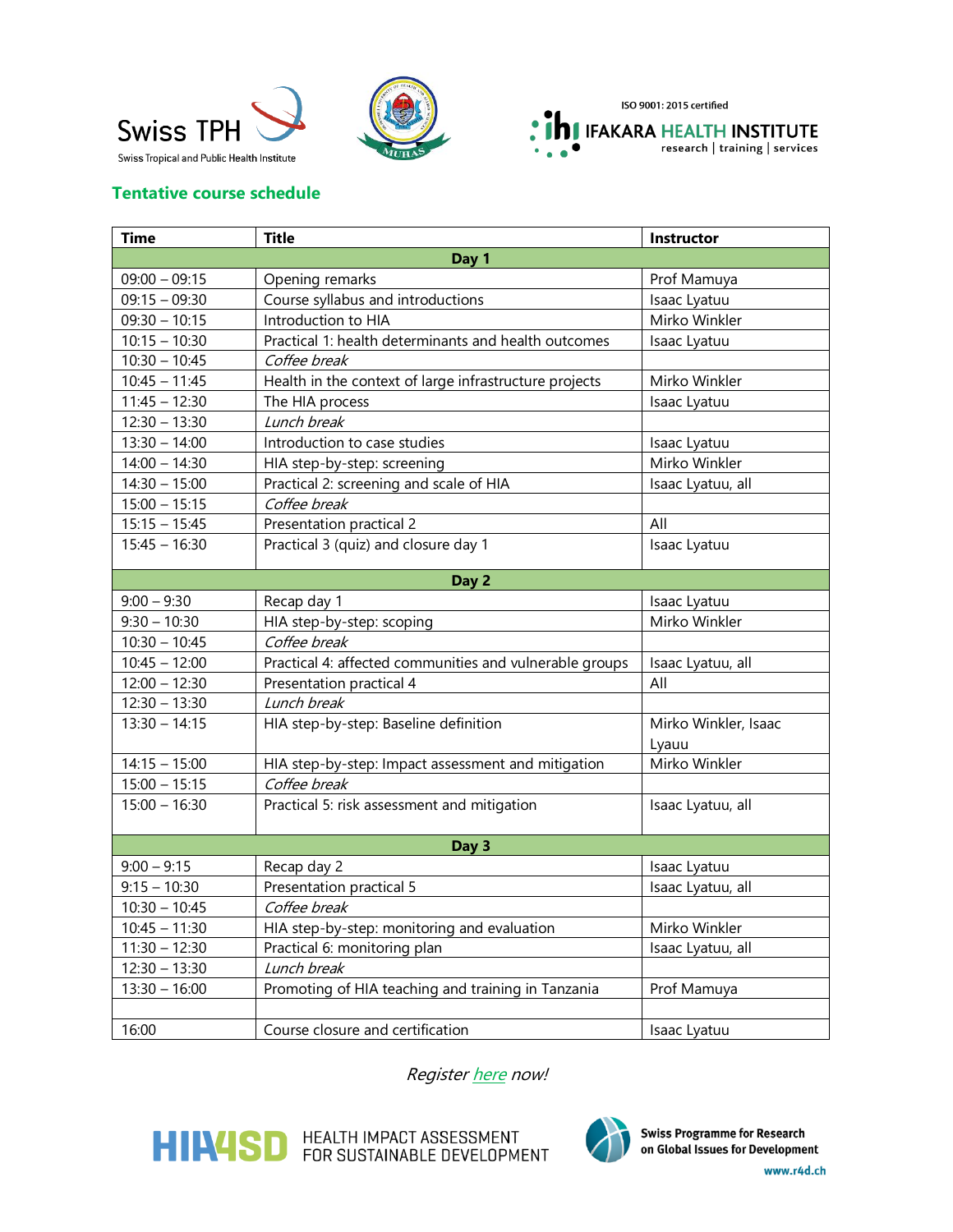Swiss TPH
Swiss Tropical and Public Health Institute

ISO 9001: 2015 certified
IFAKARA HEALTH INSTITUTE
research | training | services

## Tentative course schedule

| Time | Title | Instructor |
|---|---|---|
| **Day 1** | | |
| 09:00 – 09:15 | Opening remarks | Prof Mamuya |
| 09:15 – 09:30 | Course syllabus and introductions | Isaac Lyatuu |
| 09:30 – 10:15 | Introduction to HIA | Mirko Winkler |
| 10:15 – 10:30 | Practical 1: health determinants and health outcomes | Isaac Lyatuu |
| 10:30 – 10:45 | *Coffee break* | |
| 10:45 – 11:45 | Health in the context of large infrastructure projects | Mirko Winkler |
| 11:45 – 12:30 | The HIA process | Isaac Lyatuu |
| 12:30 – 13:30 | *Lunch break* | |
| 13:30 – 14:00 | Introduction to case studies | Isaac Lyatuu |
| 14:00 – 14:30 | HIA step-by-step: screening | Mirko Winkler |
| 14:30 – 15:00 | Practical 2: screening and scale of HIA | Isaac Lyatuu, all |
| 15:00 – 15:15 | *Coffee break* | |
| 15:15 – 15:45 | Presentation practical 2 | All |
| 15:45 – 16:30 | Practical 3 (quiz) and closure day 1 | Isaac Lyatuu |
| **Day 2** | | |
| 9:00 – 9:30 | Recap day 1 | Isaac Lyatuu |
| 9:30 – 10:30 | HIA step-by-step: scoping | Mirko Winkler |
| 10:30 – 10:45 | *Coffee break* | |
| 10:45 – 12:00 | Practical 4: affected communities and vulnerable groups | Isaac Lyatuu, all |
| 12:00 – 12:30 | Presentation practical 4 | All |
| 12:30 – 13:30 | *Lunch break* | |
| 13:30 – 14:15 | HIA step-by-step: Baseline definition | Mirko Winkler, Isaac Lyauu |
| 14:15 – 15:00 | HIA step-by-step: Impact assessment and mitigation | Mirko Winkler |
| 15:00 – 15:15 | *Coffee break* | |
| 15:00 – 16:30 | Practical 5: risk assessment and mitigation | Isaac Lyatuu, all |
| **Day 3** | | |
| 9:00 – 9:15 | Recap day 2 | Isaac Lyatuu |
| 9:15 – 10:30 | Presentation practical 5 | Isaac Lyatuu, all |
| 10:30 – 10:45 | *Coffee break* | |
| 10:45 – 11:30 | HIA step-by-step: monitoring and evaluation | Mirko Winkler |
| 11:30 – 12:30 | Practical 6: monitoring plan | Isaac Lyatuu, all |
| 12:30 – 13:30 | *Lunch break* | |
| 13:30 – 16:00 | Promoting of HIA teaching and training in Tanzania | Prof Mamuya |
| | | |
| 16:00 | Course closure and certification | Isaac Lyatuu |

*Register here now!*

HIA4SD HEALTH IMPACT ASSESSMENT FOR SUSTAINABLE DEVELOPMENT

Swiss Programme for Research on Global Issues for Development
www.r4d.ch